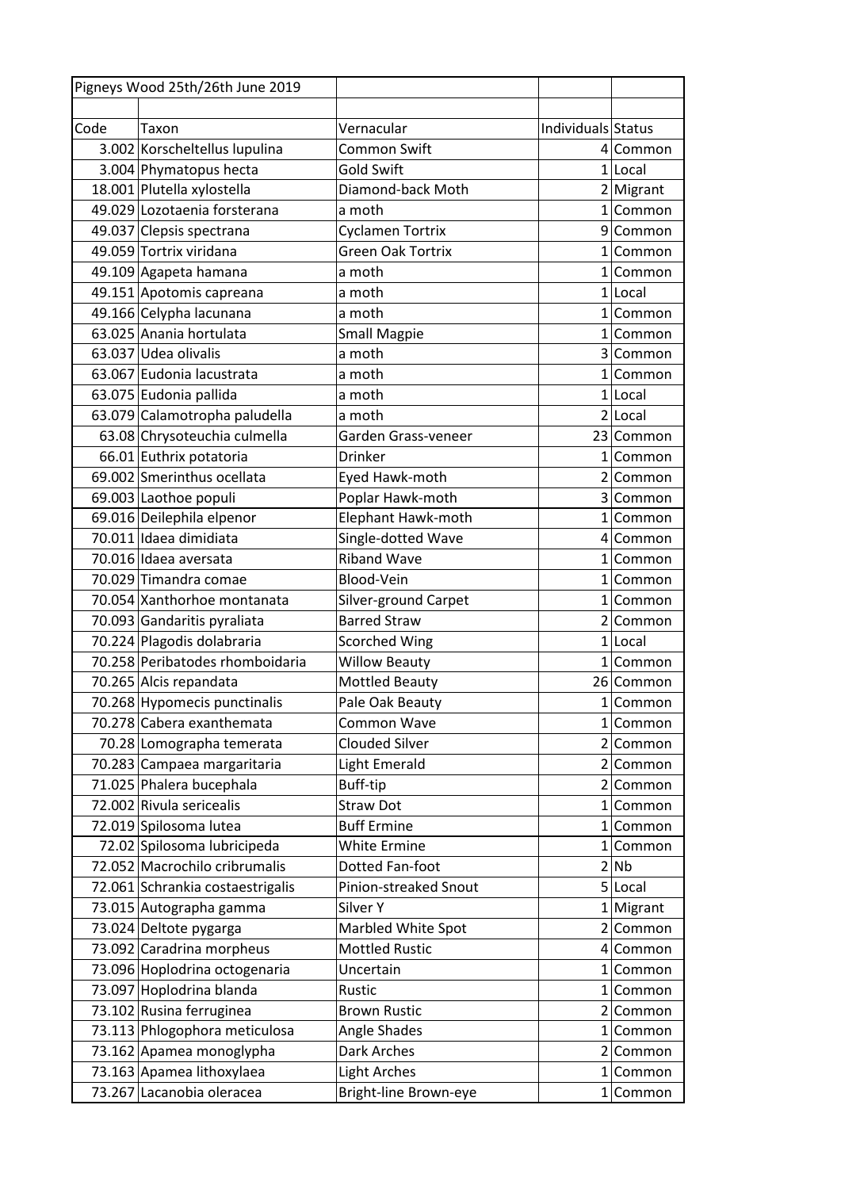| Pigneys Wood 25th/26th June 2019 | | | | |
|---|---|---|---|---|
| | | | | |
| Code | Taxon | Vernacular | Individuals | Status |
| 3.002 | Korscheltellus lupulina | Common Swift | 4 | Common |
| 3.004 | Phymatopus hecta | Gold Swift | 1 | Local |
| 18.001 | Plutella xylostella | Diamond-back Moth | 2 | Migrant |
| 49.029 | Lozotaenia forsterana | a moth | 1 | Common |
| 49.037 | Clepsis spectrana | Cyclamen Tortrix | 9 | Common |
| 49.059 | Tortrix viridana | Green Oak Tortrix | 1 | Common |
| 49.109 | Agapeta hamana | a moth | 1 | Common |
| 49.151 | Apotomis capreana | a moth | 1 | Local |
| 49.166 | Celypha lacunana | a moth | 1 | Common |
| 63.025 | Anania hortulata | Small Magpie | 1 | Common |
| 63.037 | Udea olivalis | a moth | 3 | Common |
| 63.067 | Eudonia lacustrata | a moth | 1 | Common |
| 63.075 | Eudonia pallida | a moth | 1 | Local |
| 63.079 | Calamotropha paludella | a moth | 2 | Local |
| 63.08 | Chrysoteuchia culmella | Garden Grass-veneer | 23 | Common |
| 66.01 | Euthrix potatoria | Drinker | 1 | Common |
| 69.002 | Smerinthus ocellata | Eyed Hawk-moth | 2 | Common |
| 69.003 | Laothoe populi | Poplar Hawk-moth | 3 | Common |
| 69.016 | Deilephila elpenor | Elephant Hawk-moth | 1 | Common |
| 70.011 | Idaea dimidiata | Single-dotted Wave | 4 | Common |
| 70.016 | Idaea aversata | Riband Wave | 1 | Common |
| 70.029 | Timandra comae | Blood-Vein | 1 | Common |
| 70.054 | Xanthorhoe montanata | Silver-ground Carpet | 1 | Common |
| 70.093 | Gandaritis pyraliata | Barred Straw | 2 | Common |
| 70.224 | Plagodis dolabraria | Scorched Wing | 1 | Local |
| 70.258 | Peribatodes rhomboidaria | Willow Beauty | 1 | Common |
| 70.265 | Alcis repandata | Mottled Beauty | 26 | Common |
| 70.268 | Hypomecis punctinalis | Pale Oak Beauty | 1 | Common |
| 70.278 | Cabera exanthemata | Common Wave | 1 | Common |
| 70.28 | Lomographa temerata | Clouded Silver | 2 | Common |
| 70.283 | Campaea margaritaria | Light Emerald | 2 | Common |
| 71.025 | Phalera bucephala | Buff-tip | 2 | Common |
| 72.002 | Rivula sericealis | Straw Dot | 1 | Common |
| 72.019 | Spilosoma lutea | Buff Ermine | 1 | Common |
| 72.02 | Spilosoma lubricipeda | White Ermine | 1 | Common |
| 72.052 | Macrochilo cribrumalis | Dotted Fan-foot | 2 | Nb |
| 72.061 | Schrankia costaestrigalis | Pinion-streaked Snout | 5 | Local |
| 73.015 | Autographa gamma | Silver Y | 1 | Migrant |
| 73.024 | Deltote pygarga | Marbled White Spot | 2 | Common |
| 73.092 | Caradrina morpheus | Mottled Rustic | 4 | Common |
| 73.096 | Hoplodrina octogenaria | Uncertain | 1 | Common |
| 73.097 | Hoplodrina blanda | Rustic | 1 | Common |
| 73.102 | Rusina ferruginea | Brown Rustic | 2 | Common |
| 73.113 | Phlogophora meticulosa | Angle Shades | 1 | Common |
| 73.162 | Apamea monoglypha | Dark Arches | 2 | Common |
| 73.163 | Apamea lithoxylaea | Light Arches | 1 | Common |
| 73.267 | Lacanobia oleracea | Bright-line Brown-eye | 1 | Common |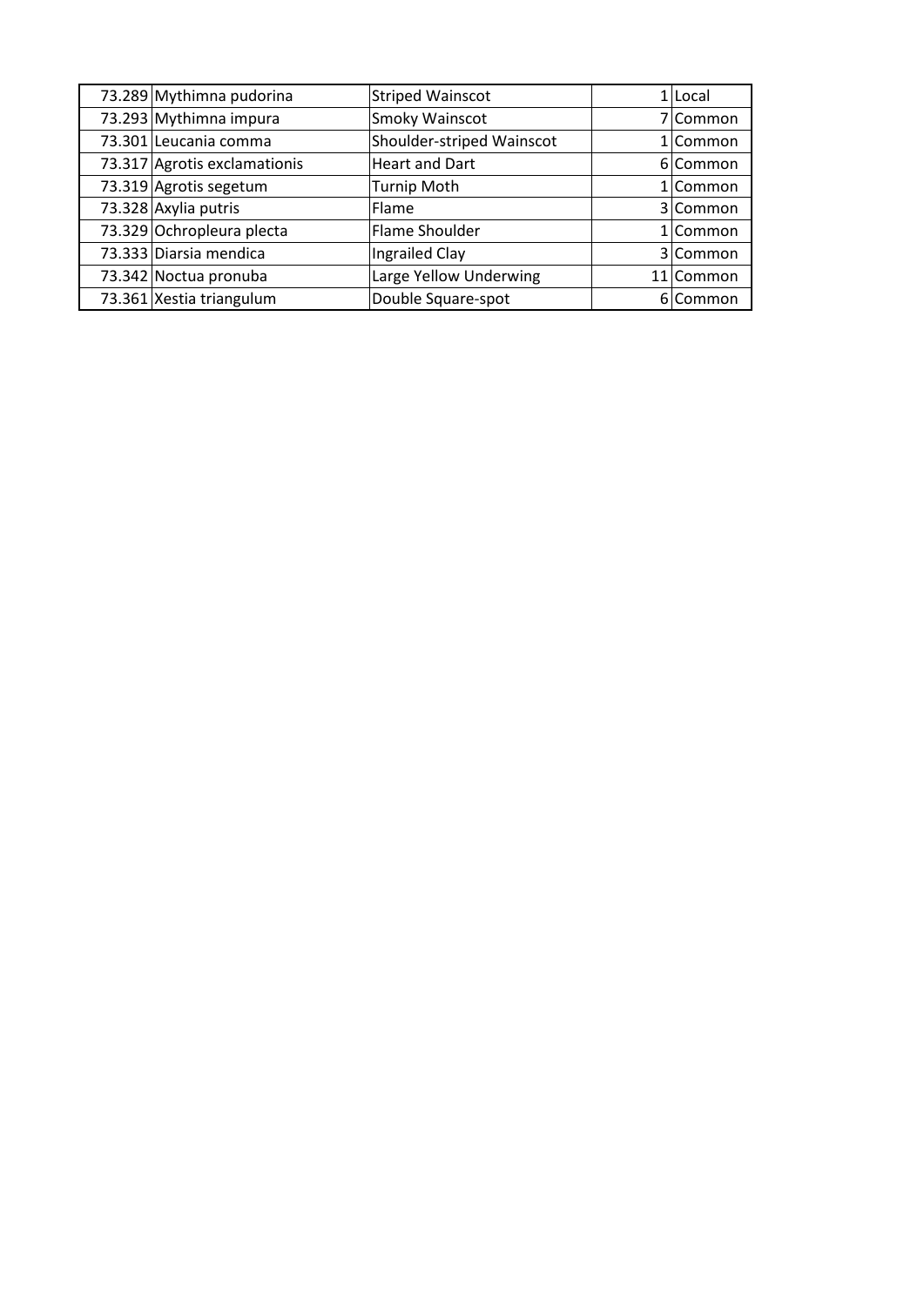| | | | | |
|---|---|---|---|---|
| 73.289 | Mythimna pudorina | Striped Wainscot | 1 | Local |
| 73.293 | Mythimna impura | Smoky Wainscot | 7 | Common |
| 73.301 | Leucania comma | Shoulder-striped Wainscot | 1 | Common |
| 73.317 | Agrotis exclamationis | Heart and Dart | 6 | Common |
| 73.319 | Agrotis segetum | Turnip Moth | 1 | Common |
| 73.328 | Axylia putris | Flame | 3 | Common |
| 73.329 | Ochropleura plecta | Flame Shoulder | 1 | Common |
| 73.333 | Diarsia mendica | Ingrailed Clay | 3 | Common |
| 73.342 | Noctua pronuba | Large Yellow Underwing | 11 | Common |
| 73.361 | Xestia triangulum | Double Square-spot | 6 | Common |